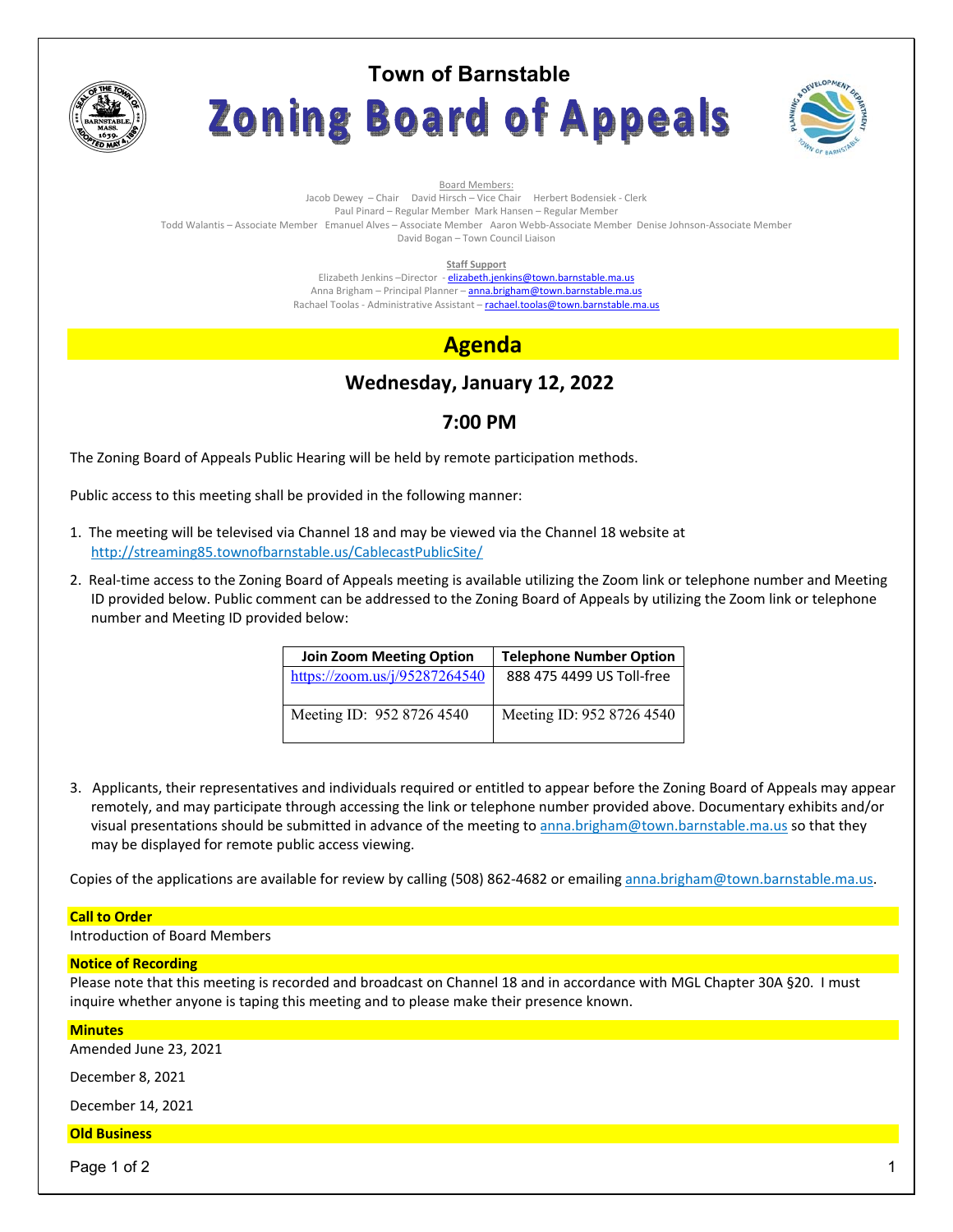# Town of Barnstable

# Zoning Board of Appeals

Board Members:

Jacob Dewey – Chair   David Hirsch – Vice Chair   Herbert Bodensiek - Clerk

Paul Pinard – Regular Member  Mark Hansen – Regular Member

Todd Walantis – Associate Member  Emanuel Alves – Associate Member  Aaron Webb-Associate Member  Denise Johnson-Associate Member

David Bogan – Town Council Liaison

**Staff Support**

Elizabeth Jenkins –Director - elizabeth.jenkins@town.barnstable.ma.us

Anna Brigham – Principal Planner – anna.brigham@town.barnstable.ma.us

Rachael Toolas - Administrative Assistant – rachael.toolas@town.barnstable.ma.us

## Agenda

### Wednesday, January 12, 2022

### 7:00 PM

The Zoning Board of Appeals Public Hearing will be held by remote participation methods.

Public access to this meeting shall be provided in the following manner:

1. The meeting will be televised via Channel 18 and may be viewed via the Channel 18 website at http://streaming85.townofbarnstable.us/CablecastPublicSite/

2. Real-time access to the Zoning Board of Appeals meeting is available utilizing the Zoom link or telephone number and Meeting ID provided below. Public comment can be addressed to the Zoning Board of Appeals by utilizing the Zoom link or telephone number and Meeting ID provided below:

| Join Zoom Meeting Option | Telephone Number Option |
|---|---|
| https://zoom.us/j/95287264540 | 888 475 4499 US Toll-free |
| Meeting ID: 952 8726 4540 | Meeting ID: 952 8726 4540 |

3. Applicants, their representatives and individuals required or entitled to appear before the Zoning Board of Appeals may appear remotely, and may participate through accessing the link or telephone number provided above. Documentary exhibits and/or visual presentations should be submitted in advance of the meeting to anna.brigham@town.barnstable.ma.us so that they may be displayed for remote public access viewing.

Copies of the applications are available for review by calling (508) 862-4682 or emailing anna.brigham@town.barnstable.ma.us.

**Call to Order**

Introduction of Board Members

**Notice of Recording**

Please note that this meeting is recorded and broadcast on Channel 18 and in accordance with MGL Chapter 30A §20. I must inquire whether anyone is taping this meeting and to please make their presence known.

**Minutes**

Amended June 23, 2021

December 8, 2021

December 14, 2021

**Old Business**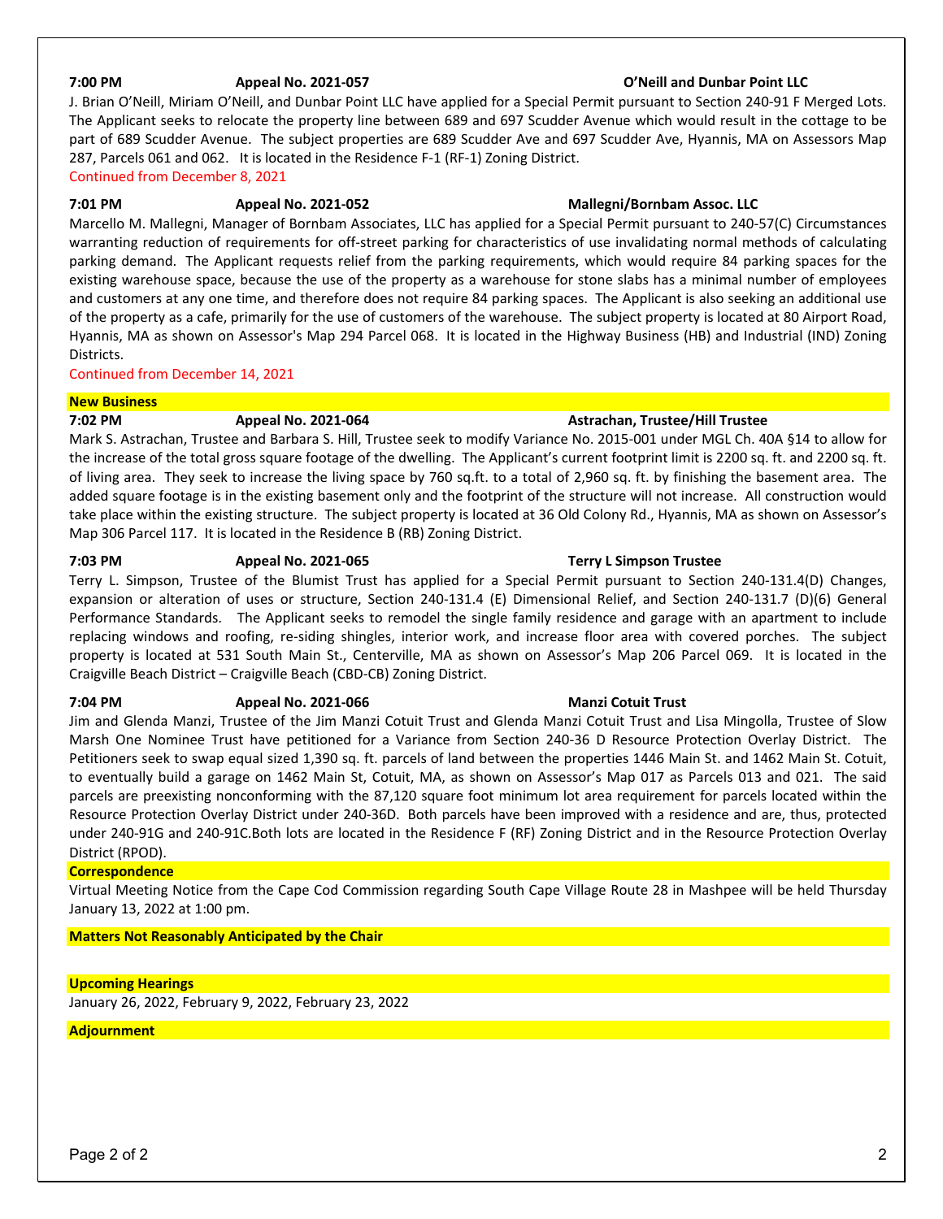**7:00 PM** **Appeal No. 2021-057** **O'Neill and Dunbar Point LLC**

J. Brian O'Neill, Miriam O'Neill, and Dunbar Point LLC have applied for a Special Permit pursuant to Section 240-91 F Merged Lots. The Applicant seeks to relocate the property line between 689 and 697 Scudder Avenue which would result in the cottage to be part of 689 Scudder Avenue. The subject properties are 689 Scudder Ave and 697 Scudder Ave, Hyannis, MA on Assessors Map 287, Parcels 061 and 062. It is located in the Residence F-1 (RF-1) Zoning District.

Continued from December 8, 2021

**7:01 PM** **Appeal No. 2021-052** **Mallegni/Bornbam Assoc. LLC**

Marcello M. Mallegni, Manager of Bornbam Associates, LLC has applied for a Special Permit pursuant to 240-57(C) Circumstances warranting reduction of requirements for off-street parking for characteristics of use invalidating normal methods of calculating parking demand. The Applicant requests relief from the parking requirements, which would require 84 parking spaces for the existing warehouse space, because the use of the property as a warehouse for stone slabs has a minimal number of employees and customers at any one time, and therefore does not require 84 parking spaces. The Applicant is also seeking an additional use of the property as a cafe, primarily for the use of customers of the warehouse. The subject property is located at 80 Airport Road, Hyannis, MA as shown on Assessor's Map 294 Parcel 068. It is located in the Highway Business (HB) and Industrial (IND) Zoning Districts.

Continued from December 14, 2021

**New Business**

**7:02 PM** **Appeal No. 2021-064** **Astrachan, Trustee/Hill Trustee**

Mark S. Astrachan, Trustee and Barbara S. Hill, Trustee seek to modify Variance No. 2015-001 under MGL Ch. 40A §14 to allow for the increase of the total gross square footage of the dwelling. The Applicant's current footprint limit is 2200 sq. ft. and 2200 sq. ft. of living area. They seek to increase the living space by 760 sq.ft. to a total of 2,960 sq. ft. by finishing the basement area. The added square footage is in the existing basement only and the footprint of the structure will not increase. All construction would take place within the existing structure. The subject property is located at 36 Old Colony Rd., Hyannis, MA as shown on Assessor's Map 306 Parcel 117. It is located in the Residence B (RB) Zoning District.

**7:03 PM** **Appeal No. 2021-065** **Terry L Simpson Trustee**

Terry L. Simpson, Trustee of the Blumist Trust has applied for a Special Permit pursuant to Section 240-131.4(D) Changes, expansion or alteration of uses or structure, Section 240-131.4 (E) Dimensional Relief, and Section 240-131.7 (D)(6) General Performance Standards. The Applicant seeks to remodel the single family residence and garage with an apartment to include replacing windows and roofing, re-siding shingles, interior work, and increase floor area with covered porches. The subject property is located at 531 South Main St., Centerville, MA as shown on Assessor's Map 206 Parcel 069. It is located in the Craigville Beach District – Craigville Beach (CBD-CB) Zoning District.

**7:04 PM** **Appeal No. 2021-066** **Manzi Cotuit Trust**

Jim and Glenda Manzi, Trustee of the Jim Manzi Cotuit Trust and Glenda Manzi Cotuit Trust and Lisa Mingolla, Trustee of Slow Marsh One Nominee Trust have petitioned for a Variance from Section 240-36 D Resource Protection Overlay District. The Petitioners seek to swap equal sized 1,390 sq. ft. parcels of land between the properties 1446 Main St. and 1462 Main St. Cotuit, to eventually build a garage on 1462 Main St, Cotuit, MA, as shown on Assessor's Map 017 as Parcels 013 and 021. The said parcels are preexisting nonconforming with the 87,120 square foot minimum lot area requirement for parcels located within the Resource Protection Overlay District under 240-36D. Both parcels have been improved with a residence and are, thus, protected under 240-91G and 240-91C.Both lots are located in the Residence F (RF) Zoning District and in the Resource Protection Overlay District (RPOD).

**Correspondence**

Virtual Meeting Notice from the Cape Cod Commission regarding South Cape Village Route 28 in Mashpee will be held Thursday January 13, 2022 at 1:00 pm.

**Matters Not Reasonably Anticipated by the Chair**

**Upcoming Hearings**

January 26, 2022, February 9, 2022, February 23, 2022

**Adjournment**